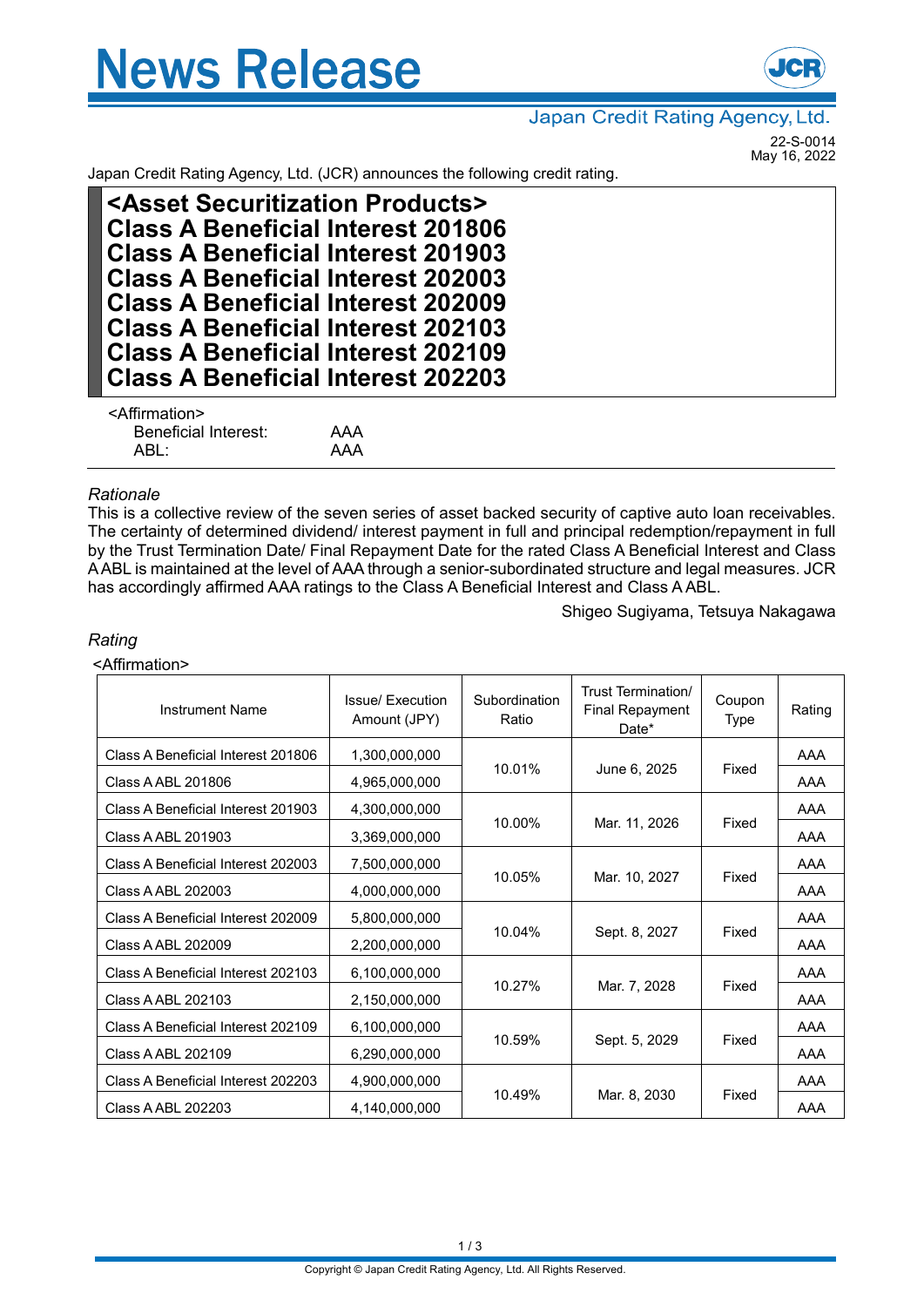# News Release

Japan Credit Rating Agency, Ltd.

22-S-0014
May 16, 2022

Japan Credit Rating Agency, Ltd. (JCR) announces the following credit rating.

## <Asset Securitization Products>
## Class A Beneficial Interest 201806
## Class A Beneficial Interest 201903
## Class A Beneficial Interest 202003
## Class A Beneficial Interest 202009
## Class A Beneficial Interest 202103
## Class A Beneficial Interest 202109
## Class A Beneficial Interest 202203

<Affirmation>

Beneficial Interest: AAA
ABL: AAA

*Rationale*

This is a collective review of the seven series of asset backed security of captive auto loan receivables. The certainty of determined dividend/ interest payment in full and principal redemption/repayment in full by the Trust Termination Date/ Final Repayment Date for the rated Class A Beneficial Interest and Class A ABL is maintained at the level of AAA through a senior-subordinated structure and legal measures. JCR has accordingly affirmed AAA ratings to the Class A Beneficial Interest and Class A ABL.

Shigeo Sugiyama, Tetsuya Nakagawa

*Rating*

<Affirmation>

| Instrument Name | Issue/ Execution Amount (JPY) | Subordination Ratio | Trust Termination/ Final Repayment Date* | Coupon Type | Rating |
|---|---|---|---|---|---|
| Class A Beneficial Interest 201806 | 1,300,000,000 | 10.01% | June 6, 2025 | Fixed | AAA |
| Class A ABL 201806 | 4,965,000,000 | | | | AAA |
| Class A Beneficial Interest 201903 | 4,300,000,000 | 10.00% | Mar. 11, 2026 | Fixed | AAA |
| Class A ABL 201903 | 3,369,000,000 | | | | AAA |
| Class A Beneficial Interest 202003 | 7,500,000,000 | 10.05% | Mar. 10, 2027 | Fixed | AAA |
| Class A ABL 202003 | 4,000,000,000 | | | | AAA |
| Class A Beneficial Interest 202009 | 5,800,000,000 | 10.04% | Sept. 8, 2027 | Fixed | AAA |
| Class A ABL 202009 | 2,200,000,000 | | | | AAA |
| Class A Beneficial Interest 202103 | 6,100,000,000 | 10.27% | Mar. 7, 2028 | Fixed | AAA |
| Class A ABL 202103 | 2,150,000,000 | | | | AAA |
| Class A Beneficial Interest 202109 | 6,100,000,000 | 10.59% | Sept. 5, 2029 | Fixed | AAA |
| Class A ABL 202109 | 6,290,000,000 | | | | AAA |
| Class A Beneficial Interest 202203 | 4,900,000,000 | 10.49% | Mar. 8, 2030 | Fixed | AAA |
| Class A ABL 202203 | 4,140,000,000 | | | | AAA |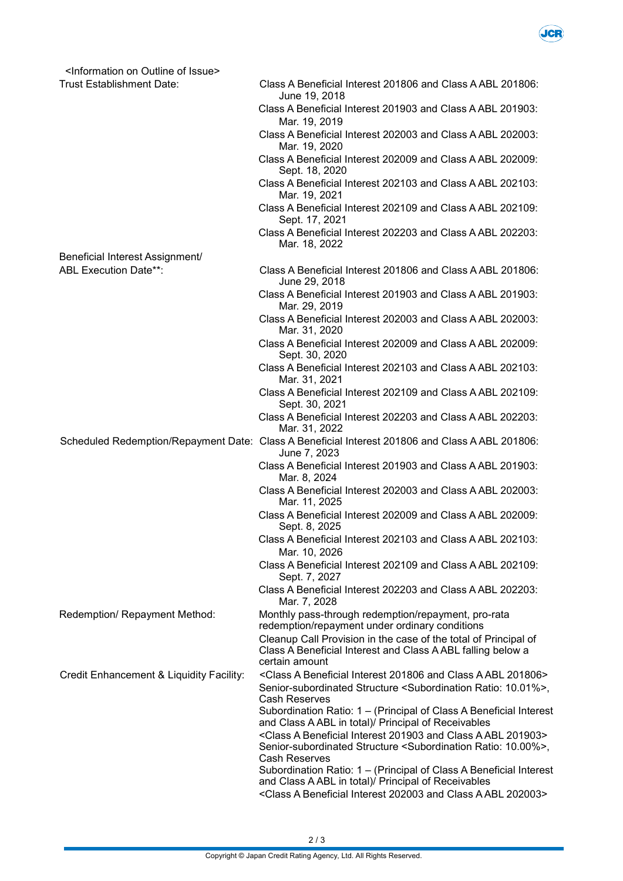<Information on Outline of Issue>

| | |
|---|---|
| Trust Establishment Date: | Class A Beneficial Interest 201806 and Class A ABL 201806: June 19, 2018 |
| | Class A Beneficial Interest 201903 and Class A ABL 201903: Mar. 19, 2019 |
| | Class A Beneficial Interest 202003 and Class A ABL 202003: Mar. 19, 2020 |
| | Class A Beneficial Interest 202009 and Class A ABL 202009: Sept. 18, 2020 |
| | Class A Beneficial Interest 202103 and Class A ABL 202103: Mar. 19, 2021 |
| | Class A Beneficial Interest 202109 and Class A ABL 202109: Sept. 17, 2021 |
| | Class A Beneficial Interest 202203 and Class A ABL 202203: Mar. 18, 2022 |
| Beneficial Interest Assignment/ ABL Execution Date**: | Class A Beneficial Interest 201806 and Class A ABL 201806: June 29, 2018 |
| | Class A Beneficial Interest 201903 and Class A ABL 201903: Mar. 29, 2019 |
| | Class A Beneficial Interest 202003 and Class A ABL 202003: Mar. 31, 2020 |
| | Class A Beneficial Interest 202009 and Class A ABL 202009: Sept. 30, 2020 |
| | Class A Beneficial Interest 202103 and Class A ABL 202103: Mar. 31, 2021 |
| | Class A Beneficial Interest 202109 and Class A ABL 202109: Sept. 30, 2021 |
| | Class A Beneficial Interest 202203 and Class A ABL 202203: Mar. 31, 2022 |
| Scheduled Redemption/Repayment Date: | Class A Beneficial Interest 201806 and Class A ABL 201806: June 7, 2023 |
| | Class A Beneficial Interest 201903 and Class A ABL 201903: Mar. 8, 2024 |
| | Class A Beneficial Interest 202003 and Class A ABL 202003: Mar. 11, 2025 |
| | Class A Beneficial Interest 202009 and Class A ABL 202009: Sept. 8, 2025 |
| | Class A Beneficial Interest 202103 and Class A ABL 202103: Mar. 10, 2026 |
| | Class A Beneficial Interest 202109 and Class A ABL 202109: Sept. 7, 2027 |
| | Class A Beneficial Interest 202203 and Class A ABL 202203: Mar. 7, 2028 |
| Redemption/ Repayment Method: | Monthly pass-through redemption/repayment, pro-rata redemption/repayment under ordinary conditions |
| | Cleanup Call Provision in the case of the total of Principal of Class A Beneficial Interest and Class A ABL falling below a certain amount |
| Credit Enhancement & Liquidity Facility: | <Class A Beneficial Interest 201806 and Class A ABL 201806> |
| | Senior-subordinated Structure <Subordination Ratio: 10.01%>, Cash Reserves |
| | Subordination Ratio: 1 – (Principal of Class A Beneficial Interest and Class A ABL in total)/ Principal of Receivables |
| | <Class A Beneficial Interest 201903 and Class A ABL 201903> |
| | Senior-subordinated Structure <Subordination Ratio: 10.00%>, Cash Reserves |
| | Subordination Ratio: 1 – (Principal of Class A Beneficial Interest and Class A ABL in total)/ Principal of Receivables |
| | <Class A Beneficial Interest 202003 and Class A ABL 202003> |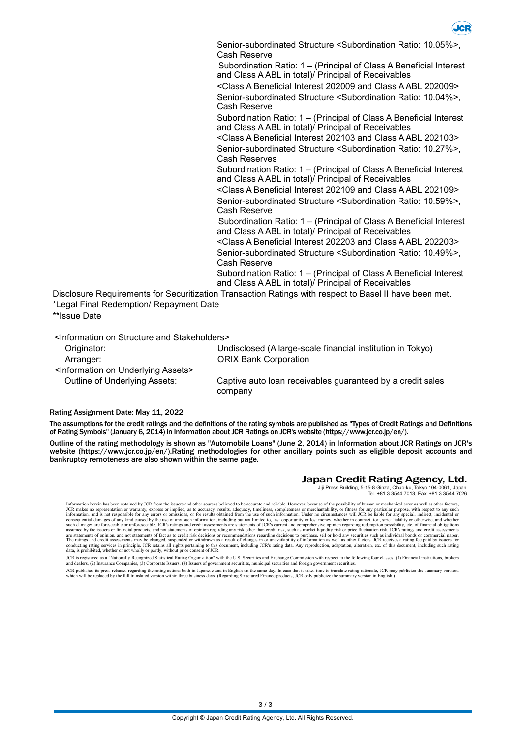Senior-subordinated Structure <Subordination Ratio: 10.05%>, Cash Reserve

Subordination Ratio: 1 – (Principal of Class A Beneficial Interest and Class A ABL in total)/ Principal of Receivables

<Class A Beneficial Interest 202009 and Class A ABL 202009>

Senior-subordinated Structure <Subordination Ratio: 10.04%>, Cash Reserve

Subordination Ratio: 1 – (Principal of Class A Beneficial Interest and Class A ABL in total)/ Principal of Receivables

<Class A Beneficial Interest 202103 and Class A ABL 202103>

Senior-subordinated Structure <Subordination Ratio: 10.27%>, Cash Reserves

Subordination Ratio: 1 – (Principal of Class A Beneficial Interest and Class A ABL in total)/ Principal of Receivables

<Class A Beneficial Interest 202109 and Class A ABL 202109>

Senior-subordinated Structure <Subordination Ratio: 10.59%>, Cash Reserve

Subordination Ratio: 1 – (Principal of Class A Beneficial Interest and Class A ABL in total)/ Principal of Receivables

<Class A Beneficial Interest 202203 and Class A ABL 202203>

Senior-subordinated Structure <Subordination Ratio: 10.49%>, Cash Reserve

Subordination Ratio: 1 – (Principal of Class A Beneficial Interest and Class A ABL in total)/ Principal of Receivables

Disclosure Requirements for Securitization Transaction Ratings with respect to Basel II have been met.

*Legal Final Redemption/ Repayment Date

**Issue Date

<Information on Structure and Stakeholders>

| | |
|---|---|
| Originator: | Undisclosed (A large-scale financial institution in Tokyo) |
| Arranger: | ORIX Bank Corporation |

<Information on Underlying Assets>

| | |
|---|---|
| Outline of Underlying Assets: | Captive auto loan receivables guaranteed by a credit sales company |

**Rating Assignment Date: May 11, 2022**

**The assumptions for the credit ratings and the definitions of the rating symbols are published as "Types of Credit Ratings and Definitions of Rating Symbols" (January 6, 2014) in Information about JCR Ratings on JCR's website (https://www.jcr.co.jp/en/).**

**Outline of the rating methodology is shown as "Automobile Loans" (June 2, 2014) in Information about JCR Ratings on JCR's website (https://www.jcr.co.jp/en/).Rating methodologies for other ancillary points such as eligible deposit accounts and bankruptcy remoteness are also shown within the same page.**

**Japan Credit Rating Agency, Ltd.**

Jiji Press Building, 5-15-8 Ginza, Chuo-ku, Tokyo 104-0061, Japan
Tel. +81 3 3544 7013, Fax. +81 3 3544 7026

Information herein has been obtained by JCR from the issuers and other sources believed to be accurate and reliable. However, because of the possibility of human or mechanical error as well as other factors, JCR makes no representation or warranty, express or implied, as to accuracy, results, adequacy, timeliness, completeness or merchantability, or fitness for any particular purpose, with respect to any such information, and is not responsible for any errors or omissions, or for results obtained from the use of such information. Under no circumstances will JCR be liable for any special, indirect, incidental or consequential damages of any kind caused by the use of any such information, including but not limited to, lost opportunity or lost money, whether in contract, tort, strict liability or otherwise, and whether such damages are foreseeable or unforeseeable. JCR's ratings and credit assessments are statements of JCR's current and comprehensive opinion regarding redemption possibility, etc. of financial obligations assumed by the issuers or financial products, and not statements of opinion regarding any risk other than credit risk, such as market liquidity risk or price fluctuation risk. JCR's ratings and credit assessments are statements of opinion, and not statements of fact as to credit risk decisions or recommendations regarding decisions to purchase, sell or hold any securities such as individual bonds or commercial paper. The ratings and credit assessments may be changed, suspended or withdrawn as a result of changes in or unavailability of information as well as other factors. JCR receives a rating fee paid by issuers for conducting rating services in principle. JCR retains all rights pertaining to this document, including JCR's rating data. Any reproduction, adaptation, alteration, etc. of this document, including such rating data, is prohibited, whether or not wholly or partly, without prior consent of JCR.

JCR is registered as a "Nationally Recognized Statistical Rating Organization" with the U.S. Securities and Exchange Commission with respect to the following four classes. (1) Financial institutions, brokers and dealers, (2) Insurance Companies, (3) Corporate Issuers, (4) Issuers of government securities, municipal securities and foreign government securities.

JCR publishes its press releases regarding the rating actions both in Japanese and in English on the same day. In case that it takes time to translate rating rationale, JCR may publicize the summary version, which will be replaced by the full translated version within three business days. (Regarding Structured Finance products, JCR only publicize the summary version in English.)